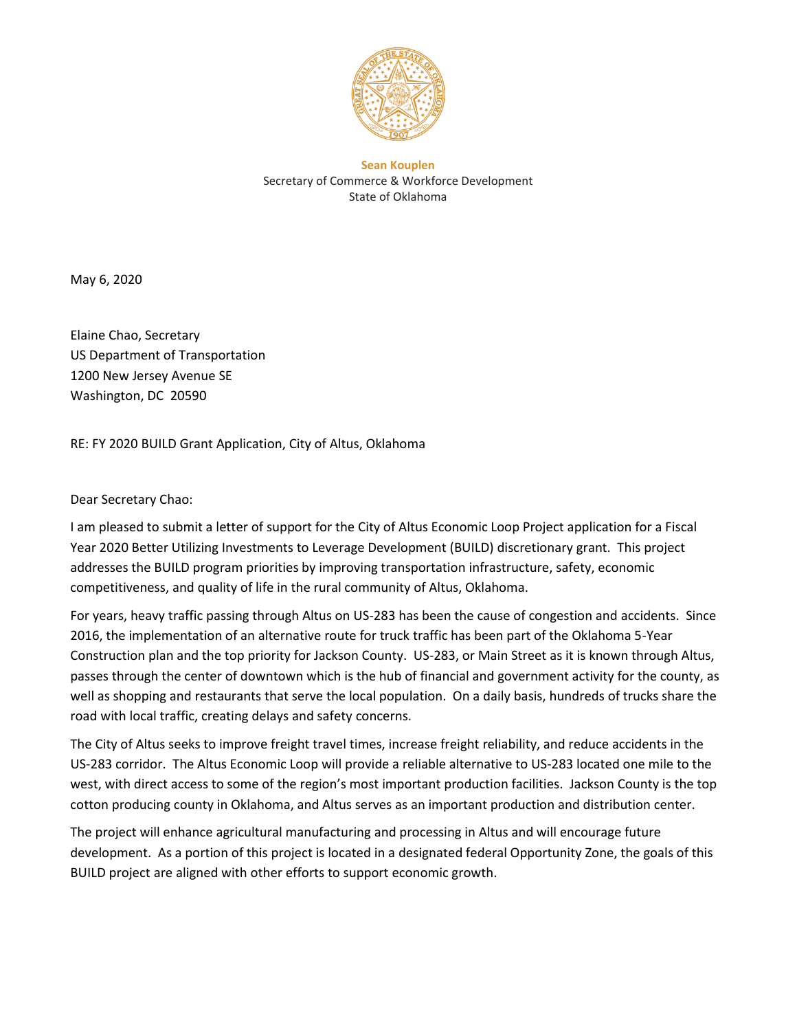**Sean Kouplen**
Secretary of Commerce & Workforce Development
State of Oklahoma

May 6, 2020

Elaine Chao, Secretary
US Department of Transportation
1200 New Jersey Avenue SE
Washington, DC 20590

RE: FY 2020 BUILD Grant Application, City of Altus, Oklahoma

Dear Secretary Chao:

I am pleased to submit a letter of support for the City of Altus Economic Loop Project application for a Fiscal Year 2020 Better Utilizing Investments to Leverage Development (BUILD) discretionary grant. This project addresses the BUILD program priorities by improving transportation infrastructure, safety, economic competitiveness, and quality of life in the rural community of Altus, Oklahoma.

For years, heavy traffic passing through Altus on US-283 has been the cause of congestion and accidents. Since 2016, the implementation of an alternative route for truck traffic has been part of the Oklahoma 5-Year Construction plan and the top priority for Jackson County. US-283, or Main Street as it is known through Altus, passes through the center of downtown which is the hub of financial and government activity for the county, as well as shopping and restaurants that serve the local population. On a daily basis, hundreds of trucks share the road with local traffic, creating delays and safety concerns.

The City of Altus seeks to improve freight travel times, increase freight reliability, and reduce accidents in the US-283 corridor. The Altus Economic Loop will provide a reliable alternative to US-283 located one mile to the west, with direct access to some of the region's most important production facilities. Jackson County is the top cotton producing county in Oklahoma, and Altus serves as an important production and distribution center.

The project will enhance agricultural manufacturing and processing in Altus and will encourage future development. As a portion of this project is located in a designated federal Opportunity Zone, the goals of this BUILD project are aligned with other efforts to support economic growth.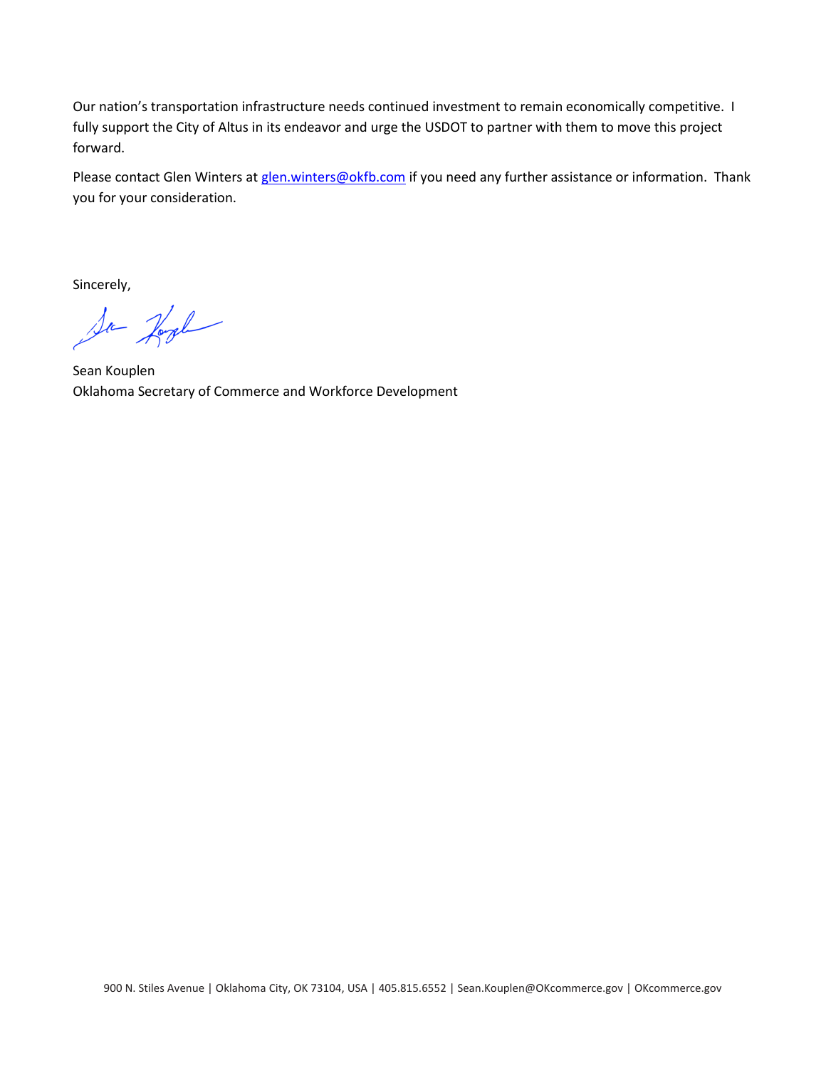Our nation's transportation infrastructure needs continued investment to remain economically competitive. I fully support the City of Altus in its endeavor and urge the USDOT to partner with them to move this project forward.

Please contact Glen Winters at glen.winters@okfb.com if you need any further assistance or information. Thank you for your consideration.

Sincerely,

Sean Kouplen
Oklahoma Secretary of Commerce and Workforce Development

900 N. Stiles Avenue | Oklahoma City, OK 73104, USA | 405.815.6552 | Sean.Kouplen@OKcommerce.gov | OKcommerce.gov